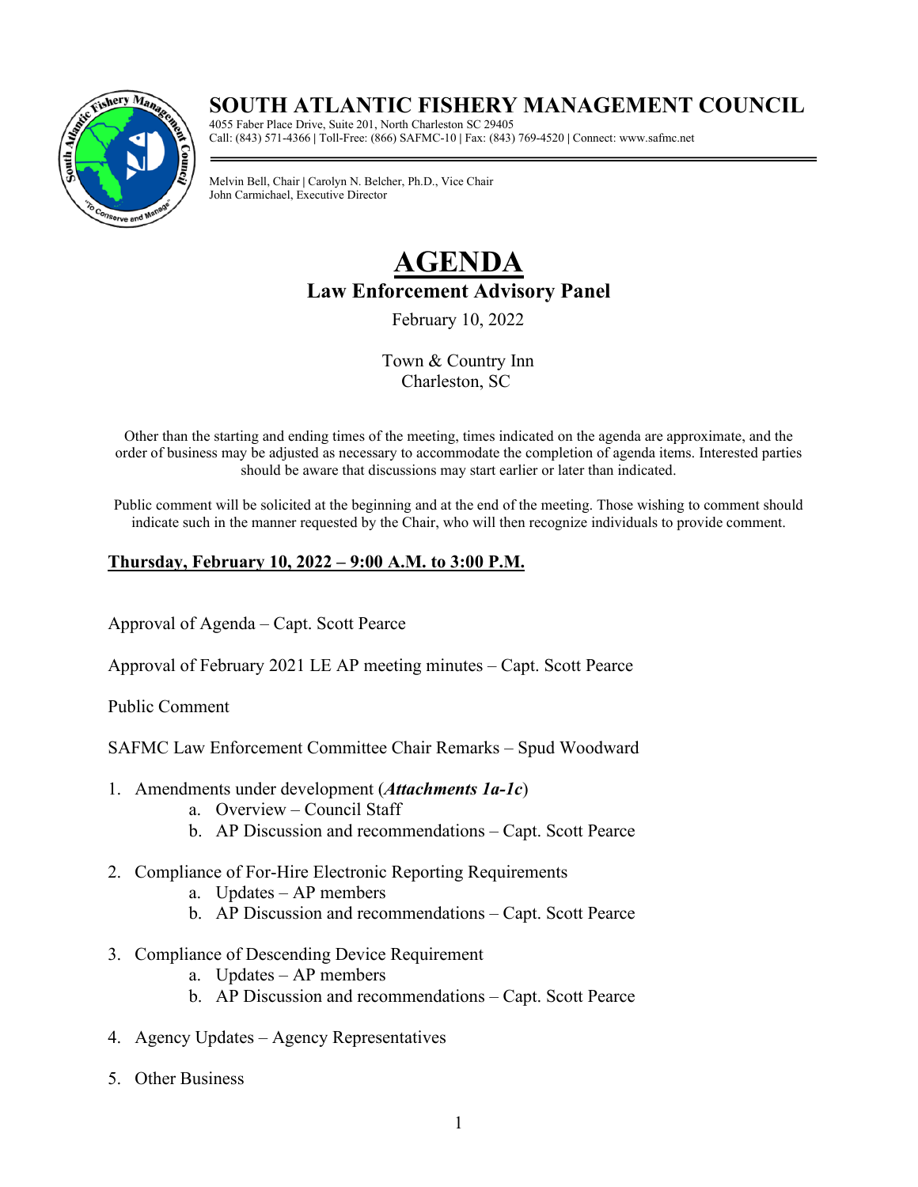# SOUTH ATLANTIC FISHERY MANAGEMENT COUNCIL

4055 Faber Place Drive, Suite 201, North Charleston SC 29405
Call: (843) 571-4366 | Toll-Free: (866) SAFMC-10 | Fax: (843) 769-4520 | Connect: www.safmc.net

Melvin Bell, Chair | Carolyn N. Belcher, Ph.D., Vice Chair
John Carmichael, Executive Director

# AGENDA

## Law Enforcement Advisory Panel

February 10, 2022

Town & Country Inn
Charleston, SC

Other than the starting and ending times of the meeting, times indicated on the agenda are approximate, and the order of business may be adjusted as necessary to accommodate the completion of agenda items. Interested parties should be aware that discussions may start earlier or later than indicated.

Public comment will be solicited at the beginning and at the end of the meeting. Those wishing to comment should indicate such in the manner requested by the Chair, who will then recognize individuals to provide comment.

**Thursday, February 10, 2022 – 9:00 A.M. to 3:00 P.M.**

Approval of Agenda – Capt. Scott Pearce

Approval of February 2021 LE AP meeting minutes – Capt. Scott Pearce

Public Comment

SAFMC Law Enforcement Committee Chair Remarks – Spud Woodward

1. Amendments under development (***Attachments 1a-1c***)
    a. Overview – Council Staff
    b. AP Discussion and recommendations – Capt. Scott Pearce

2. Compliance of For-Hire Electronic Reporting Requirements
    a. Updates – AP members
    b. AP Discussion and recommendations – Capt. Scott Pearce

3. Compliance of Descending Device Requirement
    a. Updates – AP members
    b. AP Discussion and recommendations – Capt. Scott Pearce

4. Agency Updates – Agency Representatives

5. Other Business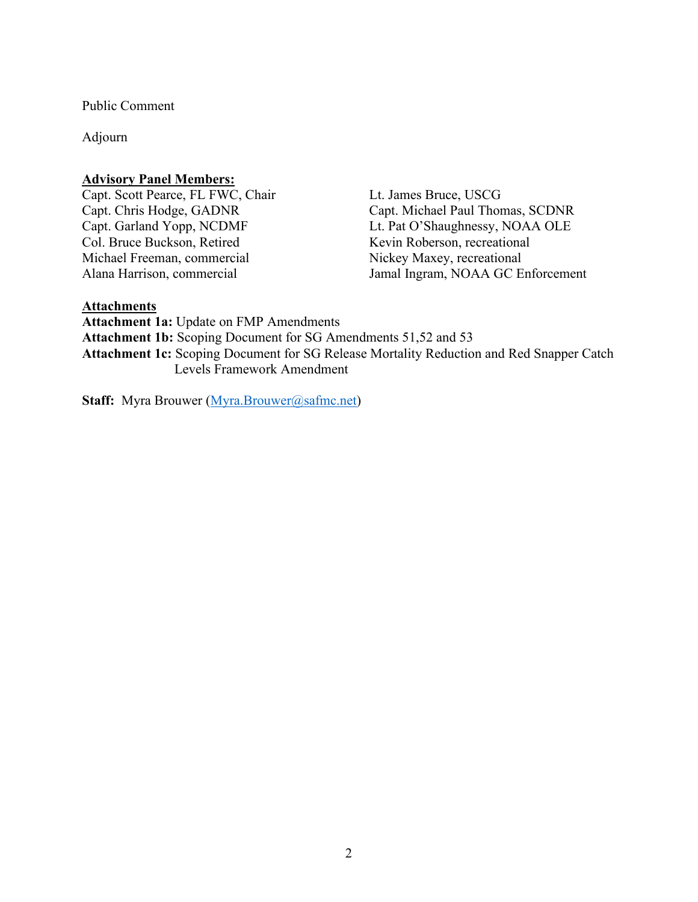Public Comment

Adjourn

**Advisory Panel Members:**

Capt. Scott Pearce, FL FWC, Chair
Capt. Chris Hodge, GADNR
Capt. Garland Yopp, NCDMF
Col. Bruce Buckson, Retired
Michael Freeman, commercial
Alana Harrison, commercial
Lt. James Bruce, USCG
Capt. Michael Paul Thomas, SCDNR
Lt. Pat O'Shaughnessy, NOAA OLE
Kevin Roberson, recreational
Nickey Maxey, recreational
Jamal Ingram, NOAA GC Enforcement

**Attachments**

**Attachment 1a:** Update on FMP Amendments
**Attachment 1b:** Scoping Document for SG Amendments 51,52 and 53
**Attachment 1c:** Scoping Document for SG Release Mortality Reduction and Red Snapper Catch Levels Framework Amendment

**Staff:** Myra Brouwer (Myra.Brouwer@safmc.net)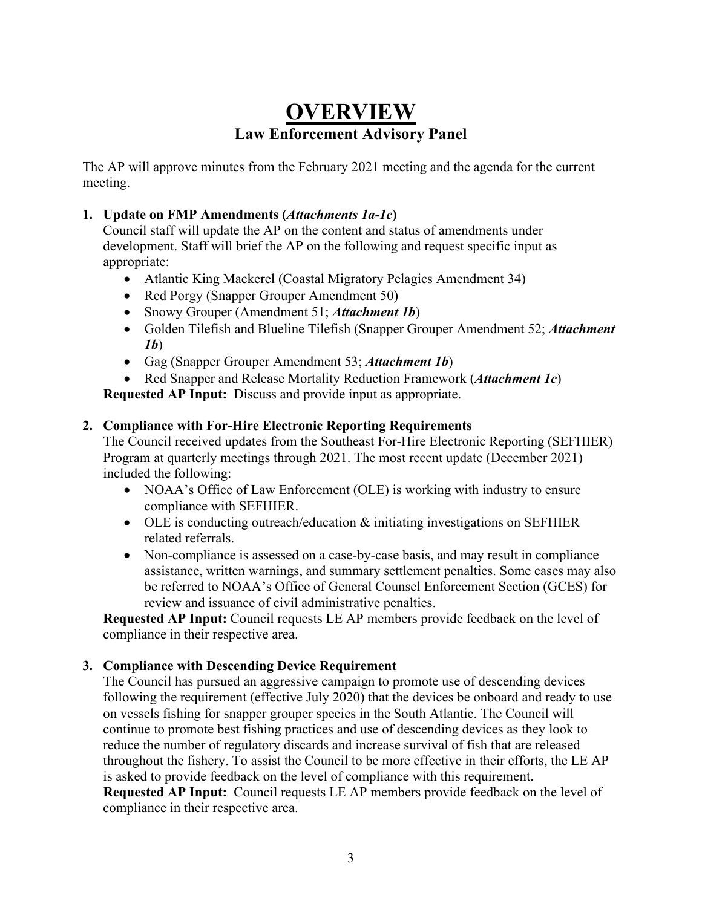# OVERVIEW

## Law Enforcement Advisory Panel

The AP will approve minutes from the February 2021 meeting and the agenda for the current meeting.

1. **Update on FMP Amendments (*Attachments 1a-1c*)**
   Council staff will update the AP on the content and status of amendments under development. Staff will brief the AP on the following and request specific input as appropriate:
   - Atlantic King Mackerel (Coastal Migratory Pelagics Amendment 34)
   - Red Porgy (Snapper Grouper Amendment 50)
   - Snowy Grouper (Amendment 51; ***Attachment 1b***)
   - Golden Tilefish and Blueline Tilefish (Snapper Grouper Amendment 52; ***Attachment 1b***)
   - Gag (Snapper Grouper Amendment 53; ***Attachment 1b***)
   - Red Snapper and Release Mortality Reduction Framework (***Attachment 1c***)

   **Requested AP Input:** Discuss and provide input as appropriate.

2. **Compliance with For-Hire Electronic Reporting Requirements**
   The Council received updates from the Southeast For-Hire Electronic Reporting (SEFHIER) Program at quarterly meetings through 2021. The most recent update (December 2021) included the following:
   - NOAA's Office of Law Enforcement (OLE) is working with industry to ensure compliance with SEFHIER.
   - OLE is conducting outreach/education & initiating investigations on SEFHIER related referrals.
   - Non-compliance is assessed on a case-by-case basis, and may result in compliance assistance, written warnings, and summary settlement penalties. Some cases may also be referred to NOAA's Office of General Counsel Enforcement Section (GCES) for review and issuance of civil administrative penalties.

   **Requested AP Input:** Council requests LE AP members provide feedback on the level of compliance in their respective area.

3. **Compliance with Descending Device Requirement**
   The Council has pursued an aggressive campaign to promote use of descending devices following the requirement (effective July 2020) that the devices be onboard and ready to use on vessels fishing for snapper grouper species in the South Atlantic. The Council will continue to promote best fishing practices and use of descending devices as they look to reduce the number of regulatory discards and increase survival of fish that are released throughout the fishery. To assist the Council to be more effective in their efforts, the LE AP is asked to provide feedback on the level of compliance with this requirement.
   **Requested AP Input:** Council requests LE AP members provide feedback on the level of compliance in their respective area.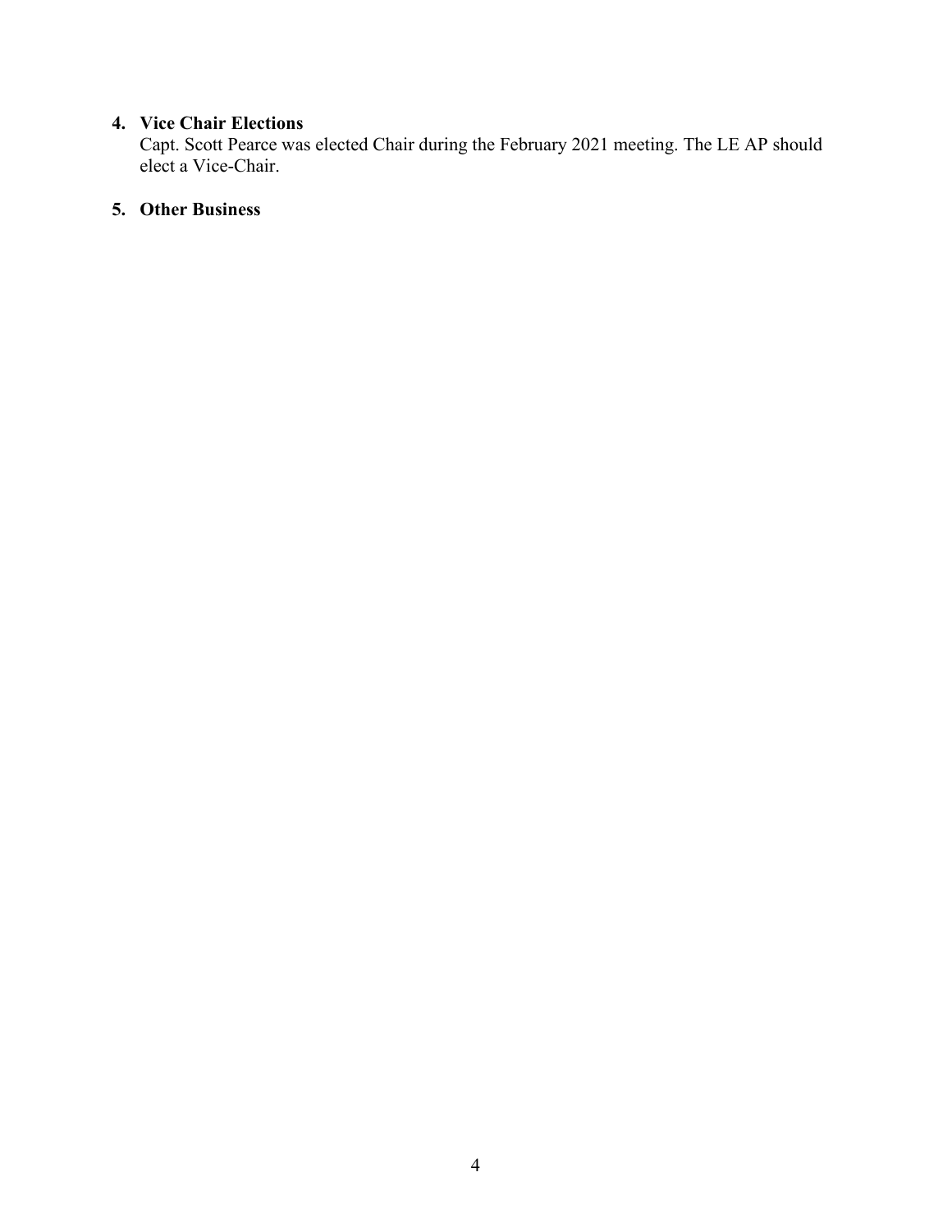4. **Vice Chair Elections**
   Capt. Scott Pearce was elected Chair during the February 2021 meeting. The LE AP should elect a Vice-Chair.

5. **Other Business**